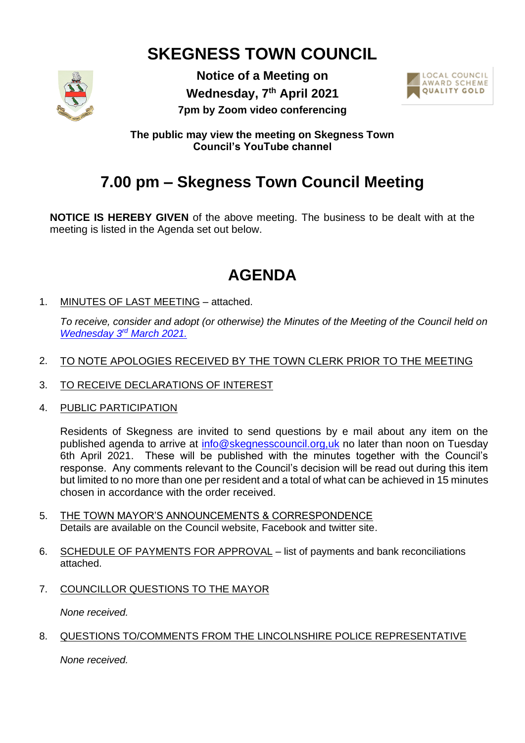# SKEGNESS TOWN COUNCIL

**Notice of a Meeting on**
**Wednesday, 7th April 2021**
**7pm by Zoom video conferencing**

LOCAL COUNCIL AWARD SCHEME QUALITY GOLD

**The public may view the meeting on Skegness Town Council's YouTube channel**

## 7.00 pm – Skegness Town Council Meeting

**NOTICE IS HEREBY GIVEN** of the above meeting. The business to be dealt with at the meeting is listed in the Agenda set out below.

## AGENDA

1. MINUTES OF LAST MEETING – attached.

   *To receive, consider and adopt (or otherwise) the Minutes of the Meeting of the Council held on Wednesday 3rd March 2021.*

2. TO NOTE APOLOGIES RECEIVED BY THE TOWN CLERK PRIOR TO THE MEETING

3. TO RECEIVE DECLARATIONS OF INTEREST

4. PUBLIC PARTICIPATION

   Residents of Skegness are invited to send questions by e mail about any item on the published agenda to arrive at info@skegnesscouncil.org,uk no later than noon on Tuesday 6th April 2021. These will be published with the minutes together with the Council's response. Any comments relevant to the Council's decision will be read out during this item but limited to no more than one per resident and a total of what can be achieved in 15 minutes chosen in accordance with the order received.

5. THE TOWN MAYOR'S ANNOUNCEMENTS & CORRESPONDENCE
   Details are available on the Council website, Facebook and twitter site.

6. SCHEDULE OF PAYMENTS FOR APPROVAL – list of payments and bank reconciliations attached.

7. COUNCILLOR QUESTIONS TO THE MAYOR

   *None received.*

8. QUESTIONS TO/COMMENTS FROM THE LINCOLNSHIRE POLICE REPRESENTATIVE

   *None received.*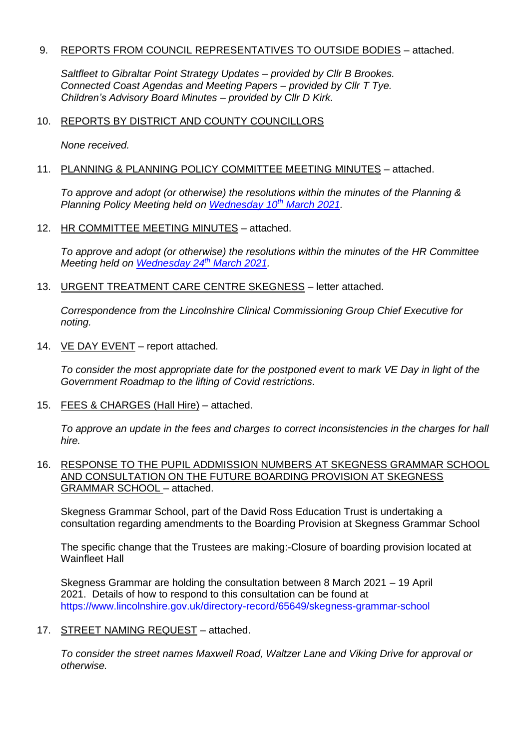9. REPORTS FROM COUNCIL REPRESENTATIVES TO OUTSIDE BODIES – attached.

   *Saltfleet to Gibraltar Point Strategy Updates – provided by Cllr B Brookes.*
   *Connected Coast Agendas and Meeting Papers – provided by Cllr T Tye.*
   *Children's Advisory Board Minutes – provided by Cllr D Kirk.*

10. REPORTS BY DISTRICT AND COUNTY COUNCILLORS

    *None received.*

11. PLANNING & PLANNING POLICY COMMITTEE MEETING MINUTES – attached.

    *To approve and adopt (or otherwise) the resolutions within the minutes of the Planning & Planning Policy Meeting held on Wednesday 10th March 2021.*

12. HR COMMITTEE MEETING MINUTES – attached.

    *To approve and adopt (or otherwise) the resolutions within the minutes of the HR Committee Meeting held on Wednesday 24th March 2021.*

13. URGENT TREATMENT CARE CENTRE SKEGNESS – letter attached.

    *Correspondence from the Lincolnshire Clinical Commissioning Group Chief Executive for noting.*

14. VE DAY EVENT – report attached.

    *To consider the most appropriate date for the postponed event to mark VE Day in light of the Government Roadmap to the lifting of Covid restrictions.*

15. FEES & CHARGES (Hall Hire) – attached.

    *To approve an update in the fees and charges to correct inconsistencies in the charges for hall hire.*

16. RESPONSE TO THE PUPIL ADDMISSION NUMBERS AT SKEGNESS GRAMMAR SCHOOL AND CONSULTATION ON THE FUTURE BOARDING PROVISION AT SKEGNESS GRAMMAR SCHOOL – attached.

    Skegness Grammar School, part of the David Ross Education Trust is undertaking a consultation regarding amendments to the Boarding Provision at Skegness Grammar School

    The specific change that the Trustees are making:-Closure of boarding provision located at Wainfleet Hall

    Skegness Grammar are holding the consultation between 8 March 2021 – 19 April 2021. Details of how to respond to this consultation can be found at https://www.lincolnshire.gov.uk/directory-record/65649/skegness-grammar-school

17. STREET NAMING REQUEST – attached.

    *To consider the street names Maxwell Road, Waltzer Lane and Viking Drive for approval or otherwise.*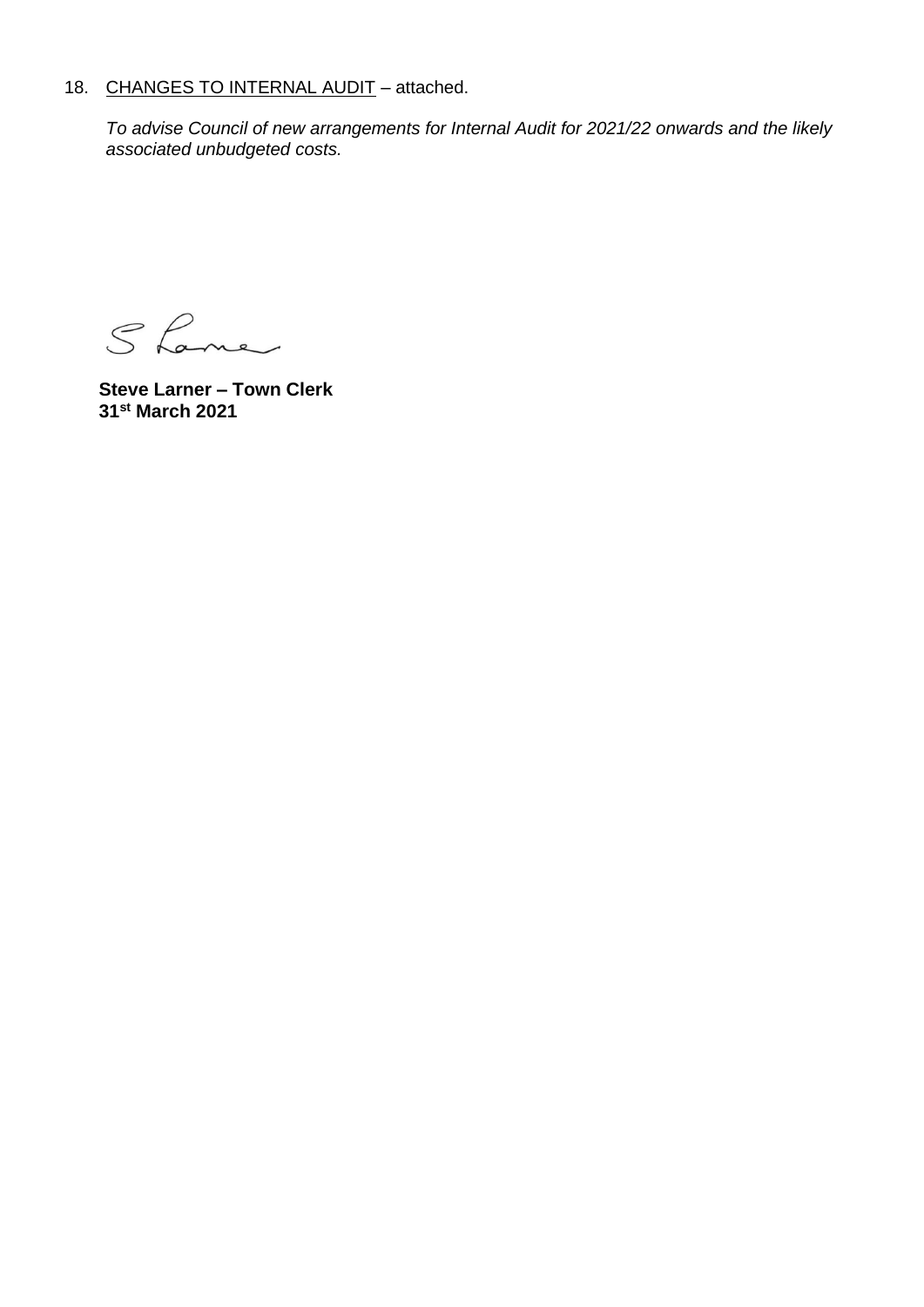18. <u>CHANGES TO INTERNAL AUDIT</u> – attached.

    *To advise Council of new arrangements for Internal Audit for 2021/22 onwards and the likely associated unbudgeted costs.*

S Larner

**Steve Larner – Town Clerk**
**31st March 2021**